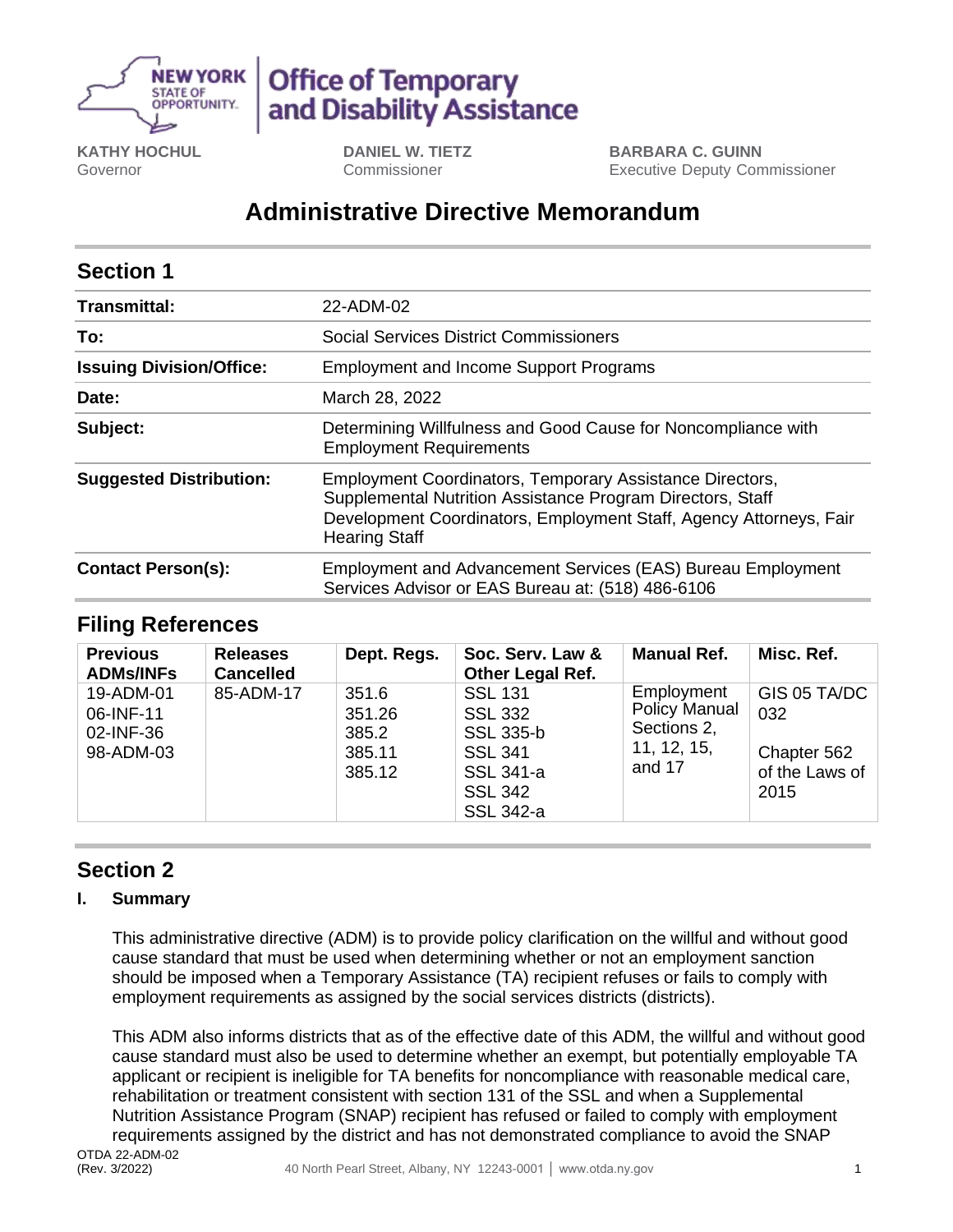**KATHY HOCHUL**
Governor

**DANIEL W. TIETZ**
Commissioner

**BARBARA C. GUINN**
Executive Deputy Commissioner

# Administrative Directive Memorandum

## Section 1

| | |
|---|---|
| **Transmittal:** | 22-ADM-02 |
| **To:** | Social Services District Commissioners |
| **Issuing Division/Office:** | Employment and Income Support Programs |
| **Date:** | March 28, 2022 |
| **Subject:** | Determining Willfulness and Good Cause for Noncompliance with Employment Requirements |
| **Suggested Distribution:** | Employment Coordinators, Temporary Assistance Directors, Supplemental Nutrition Assistance Program Directors, Staff Development Coordinators, Employment Staff, Agency Attorneys, Fair Hearing Staff |
| **Contact Person(s):** | Employment and Advancement Services (EAS) Bureau Employment Services Advisor or EAS Bureau at: (518) 486-6106 |

## Filing References

| Previous ADMs/INFs | Releases Cancelled | Dept. Regs. | Soc. Serv. Law & Other Legal Ref. | Manual Ref. | Misc. Ref. |
|---|---|---|---|---|---|
| 19-ADM-01<br>06-INF-11<br>02-INF-36<br>98-ADM-03 | 85-ADM-17 | 351.6<br>351.26<br>385.2<br>385.11<br>385.12 | SSL 131<br>SSL 332<br>SSL 335-b<br>SSL 341<br>SSL 341-a<br>SSL 342<br>SSL 342-a | Employment Policy Manual Sections 2, 11, 12, 15, and 17 | GIS 05 TA/DC 032<br><br>Chapter 562 of the Laws of 2015 |

## Section 2

### I. Summary

This administrative directive (ADM) is to provide policy clarification on the willful and without good cause standard that must be used when determining whether or not an employment sanction should be imposed when a Temporary Assistance (TA) recipient refuses or fails to comply with employment requirements as assigned by the social services districts (districts).

This ADM also informs districts that as of the effective date of this ADM, the willful and without good cause standard must also be used to determine whether an exempt, but potentially employable TA applicant or recipient is ineligible for TA benefits for noncompliance with reasonable medical care, rehabilitation or treatment consistent with section 131 of the SSL and when a Supplemental Nutrition Assistance Program (SNAP) recipient has refused or failed to comply with employment requirements assigned by the district and has not demonstrated compliance to avoid the SNAP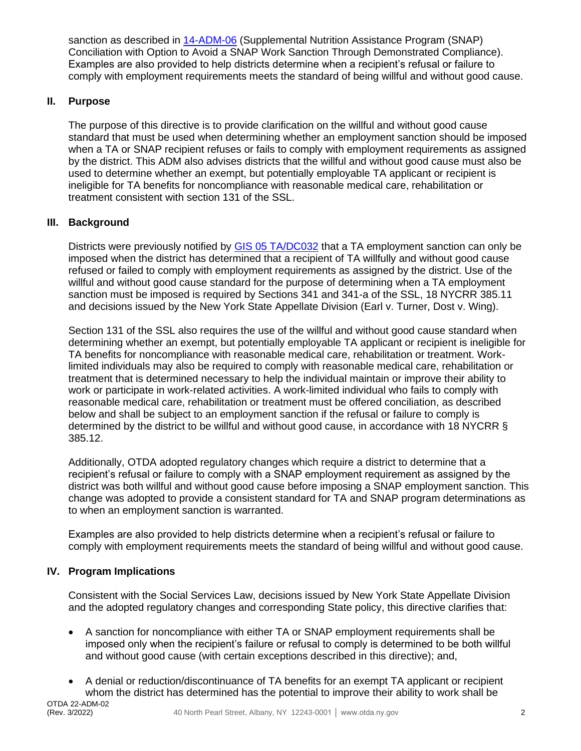sanction as described in [14-ADM-06](14-ADM-06) (Supplemental Nutrition Assistance Program (SNAP) Conciliation with Option to Avoid a SNAP Work Sanction Through Demonstrated Compliance). Examples are also provided to help districts determine when a recipient's refusal or failure to comply with employment requirements meets the standard of being willful and without good cause.

## II. Purpose

The purpose of this directive is to provide clarification on the willful and without good cause standard that must be used when determining whether an employment sanction should be imposed when a TA or SNAP recipient refuses or fails to comply with employment requirements as assigned by the district. This ADM also advises districts that the willful and without good cause must also be used to determine whether an exempt, but potentially employable TA applicant or recipient is ineligible for TA benefits for noncompliance with reasonable medical care, rehabilitation or treatment consistent with section 131 of the SSL.

## III. Background

Districts were previously notified by GIS 05 TA/DC032 that a TA employment sanction can only be imposed when the district has determined that a recipient of TA willfully and without good cause refused or failed to comply with employment requirements as assigned by the district. Use of the willful and without good cause standard for the purpose of determining when a TA employment sanction must be imposed is required by Sections 341 and 341-a of the SSL, 18 NYCRR 385.11 and decisions issued by the New York State Appellate Division (Earl v. Turner, Dost v. Wing).

Section 131 of the SSL also requires the use of the willful and without good cause standard when determining whether an exempt, but potentially employable TA applicant or recipient is ineligible for TA benefits for noncompliance with reasonable medical care, rehabilitation or treatment. Work-limited individuals may also be required to comply with reasonable medical care, rehabilitation or treatment that is determined necessary to help the individual maintain or improve their ability to work or participate in work-related activities. A work-limited individual who fails to comply with reasonable medical care, rehabilitation or treatment must be offered conciliation, as described below and shall be subject to an employment sanction if the refusal or failure to comply is determined by the district to be willful and without good cause, in accordance with 18 NYCRR § 385.12.

Additionally, OTDA adopted regulatory changes which require a district to determine that a recipient's refusal or failure to comply with a SNAP employment requirement as assigned by the district was both willful and without good cause before imposing a SNAP employment sanction. This change was adopted to provide a consistent standard for TA and SNAP program determinations as to when an employment sanction is warranted.

Examples are also provided to help districts determine when a recipient's refusal or failure to comply with employment requirements meets the standard of being willful and without good cause.

## IV. Program Implications

Consistent with the Social Services Law, decisions issued by New York State Appellate Division and the adopted regulatory changes and corresponding State policy, this directive clarifies that:

- A sanction for noncompliance with either TA or SNAP employment requirements shall be imposed only when the recipient's failure or refusal to comply is determined to be both willful and without good cause (with certain exceptions described in this directive); and,

- A denial or reduction/discontinuance of TA benefits for an exempt TA applicant or recipient whom the district has determined has the potential to improve their ability to work shall be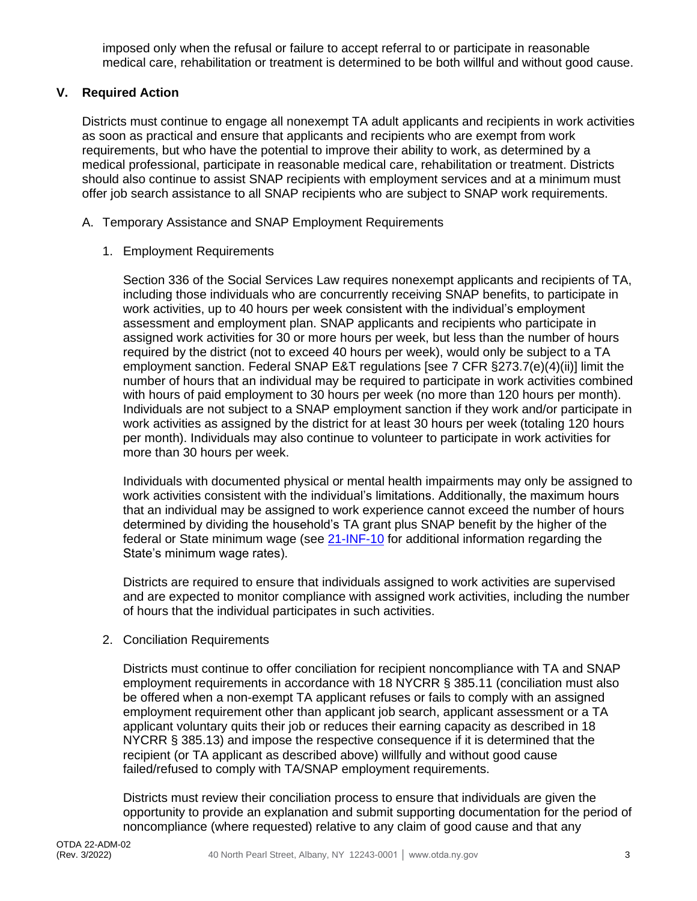imposed only when the refusal or failure to accept referral to or participate in reasonable medical care, rehabilitation or treatment is determined to be both willful and without good cause.

## V. Required Action

Districts must continue to engage all nonexempt TA adult applicants and recipients in work activities as soon as practical and ensure that applicants and recipients who are exempt from work requirements, but who have the potential to improve their ability to work, as determined by a medical professional, participate in reasonable medical care, rehabilitation or treatment. Districts should also continue to assist SNAP recipients with employment services and at a minimum must offer job search assistance to all SNAP recipients who are subject to SNAP work requirements.

A. Temporary Assistance and SNAP Employment Requirements

1. Employment Requirements

Section 336 of the Social Services Law requires nonexempt applicants and recipients of TA, including those individuals who are concurrently receiving SNAP benefits, to participate in work activities, up to 40 hours per week consistent with the individual's employment assessment and employment plan. SNAP applicants and recipients who participate in assigned work activities for 30 or more hours per week, but less than the number of hours required by the district (not to exceed 40 hours per week), would only be subject to a TA employment sanction. Federal SNAP E&T regulations [see 7 CFR §273.7(e)(4)(ii)] limit the number of hours that an individual may be required to participate in work activities combined with hours of paid employment to 30 hours per week (no more than 120 hours per month). Individuals are not subject to a SNAP employment sanction if they work and/or participate in work activities as assigned by the district for at least 30 hours per week (totaling 120 hours per month). Individuals may also continue to volunteer to participate in work activities for more than 30 hours per week.

Individuals with documented physical or mental health impairments may only be assigned to work activities consistent with the individual's limitations. Additionally, the maximum hours that an individual may be assigned to work experience cannot exceed the number of hours determined by dividing the household's TA grant plus SNAP benefit by the higher of the federal or State minimum wage (see 21-INF-10 for additional information regarding the State's minimum wage rates).

Districts are required to ensure that individuals assigned to work activities are supervised and are expected to monitor compliance with assigned work activities, including the number of hours that the individual participates in such activities.

2. Conciliation Requirements

Districts must continue to offer conciliation for recipient noncompliance with TA and SNAP employment requirements in accordance with 18 NYCRR § 385.11 (conciliation must also be offered when a non-exempt TA applicant refuses or fails to comply with an assigned employment requirement other than applicant job search, applicant assessment or a TA applicant voluntary quits their job or reduces their earning capacity as described in 18 NYCRR § 385.13) and impose the respective consequence if it is determined that the recipient (or TA applicant as described above) willfully and without good cause failed/refused to comply with TA/SNAP employment requirements.

Districts must review their conciliation process to ensure that individuals are given the opportunity to provide an explanation and submit supporting documentation for the period of noncompliance (where requested) relative to any claim of good cause and that any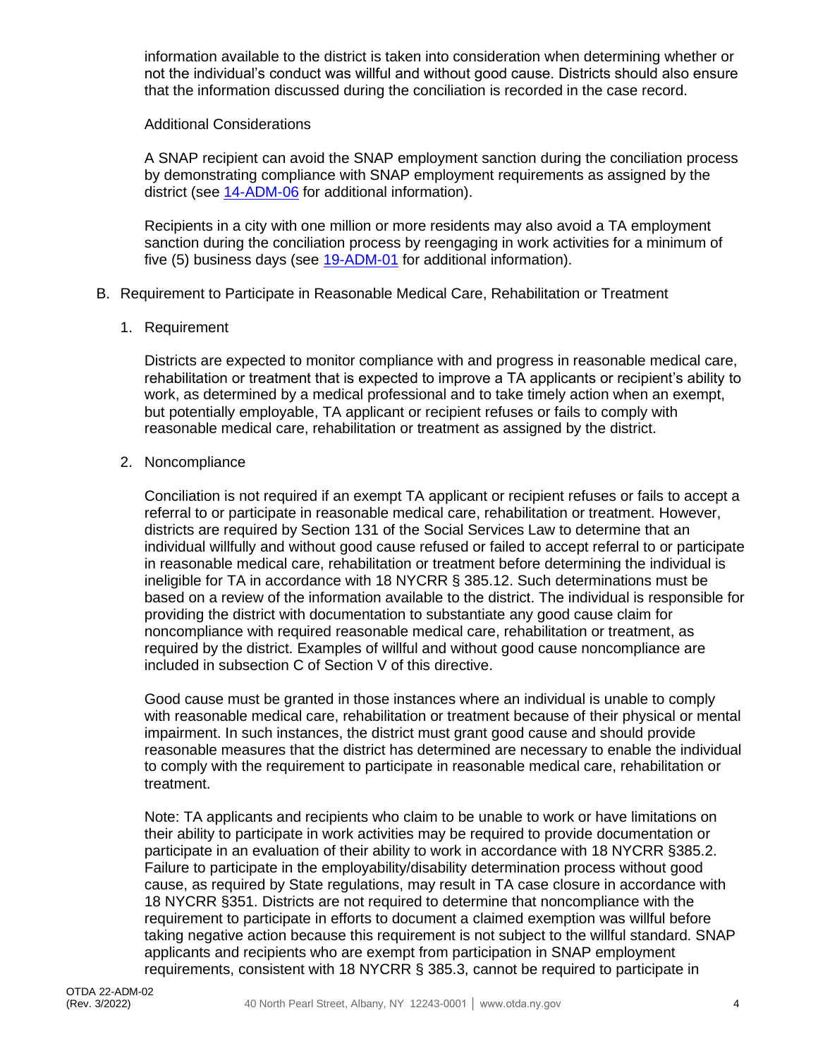information available to the district is taken into consideration when determining whether or not the individual's conduct was willful and without good cause. Districts should also ensure that the information discussed during the conciliation is recorded in the case record.

Additional Considerations

A SNAP recipient can avoid the SNAP employment sanction during the conciliation process by demonstrating compliance with SNAP employment requirements as assigned by the district (see 14-ADM-06 for additional information).

Recipients in a city with one million or more residents may also avoid a TA employment sanction during the conciliation process by reengaging in work activities for a minimum of five (5) business days (see 19-ADM-01 for additional information).

B. Requirement to Participate in Reasonable Medical Care, Rehabilitation or Treatment

1. Requirement

Districts are expected to monitor compliance with and progress in reasonable medical care, rehabilitation or treatment that is expected to improve a TA applicants or recipient's ability to work, as determined by a medical professional and to take timely action when an exempt, but potentially employable, TA applicant or recipient refuses or fails to comply with reasonable medical care, rehabilitation or treatment as assigned by the district.

2. Noncompliance

Conciliation is not required if an exempt TA applicant or recipient refuses or fails to accept a referral to or participate in reasonable medical care, rehabilitation or treatment. However, districts are required by Section 131 of the Social Services Law to determine that an individual willfully and without good cause refused or failed to accept referral to or participate in reasonable medical care, rehabilitation or treatment before determining the individual is ineligible for TA in accordance with 18 NYCRR § 385.12. Such determinations must be based on a review of the information available to the district. The individual is responsible for providing the district with documentation to substantiate any good cause claim for noncompliance with required reasonable medical care, rehabilitation or treatment, as required by the district. Examples of willful and without good cause noncompliance are included in subsection C of Section V of this directive.

Good cause must be granted in those instances where an individual is unable to comply with reasonable medical care, rehabilitation or treatment because of their physical or mental impairment. In such instances, the district must grant good cause and should provide reasonable measures that the district has determined are necessary to enable the individual to comply with the requirement to participate in reasonable medical care, rehabilitation or treatment.

Note: TA applicants and recipients who claim to be unable to work or have limitations on their ability to participate in work activities may be required to provide documentation or participate in an evaluation of their ability to work in accordance with 18 NYCRR §385.2. Failure to participate in the employability/disability determination process without good cause, as required by State regulations, may result in TA case closure in accordance with 18 NYCRR §351. Districts are not required to determine that noncompliance with the requirement to participate in efforts to document a claimed exemption was willful before taking negative action because this requirement is not subject to the willful standard. SNAP applicants and recipients who are exempt from participation in SNAP employment requirements, consistent with 18 NYCRR § 385.3, cannot be required to participate in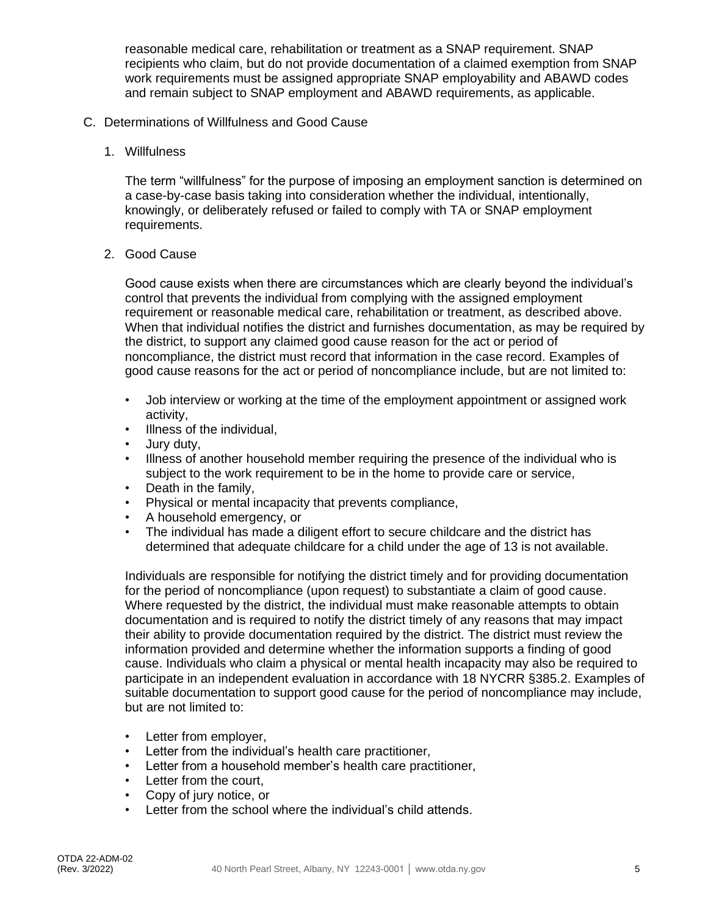reasonable medical care, rehabilitation or treatment as a SNAP requirement. SNAP recipients who claim, but do not provide documentation of a claimed exemption from SNAP work requirements must be assigned appropriate SNAP employability and ABAWD codes and remain subject to SNAP employment and ABAWD requirements, as applicable.

## C. Determinations of Willfulness and Good Cause

### 1. Willfulness

The term "willfulness" for the purpose of imposing an employment sanction is determined on a case-by-case basis taking into consideration whether the individual, intentionally, knowingly, or deliberately refused or failed to comply with TA or SNAP employment requirements.

### 2. Good Cause

Good cause exists when there are circumstances which are clearly beyond the individual's control that prevents the individual from complying with the assigned employment requirement or reasonable medical care, rehabilitation or treatment, as described above. When that individual notifies the district and furnishes documentation, as may be required by the district, to support any claimed good cause reason for the act or period of noncompliance, the district must record that information in the case record. Examples of good cause reasons for the act or period of noncompliance include, but are not limited to:

- Job interview or working at the time of the employment appointment or assigned work activity,
- Illness of the individual,
- Jury duty,
- Illness of another household member requiring the presence of the individual who is subject to the work requirement to be in the home to provide care or service,
- Death in the family,
- Physical or mental incapacity that prevents compliance,
- A household emergency, or
- The individual has made a diligent effort to secure childcare and the district has determined that adequate childcare for a child under the age of 13 is not available.

Individuals are responsible for notifying the district timely and for providing documentation for the period of noncompliance (upon request) to substantiate a claim of good cause. Where requested by the district, the individual must make reasonable attempts to obtain documentation and is required to notify the district timely of any reasons that may impact their ability to provide documentation required by the district. The district must review the information provided and determine whether the information supports a finding of good cause. Individuals who claim a physical or mental health incapacity may also be required to participate in an independent evaluation in accordance with 18 NYCRR §385.2. Examples of suitable documentation to support good cause for the period of noncompliance may include, but are not limited to:

- Letter from employer,
- Letter from the individual's health care practitioner,
- Letter from a household member's health care practitioner,
- Letter from the court,
- Copy of jury notice, or
- Letter from the school where the individual's child attends.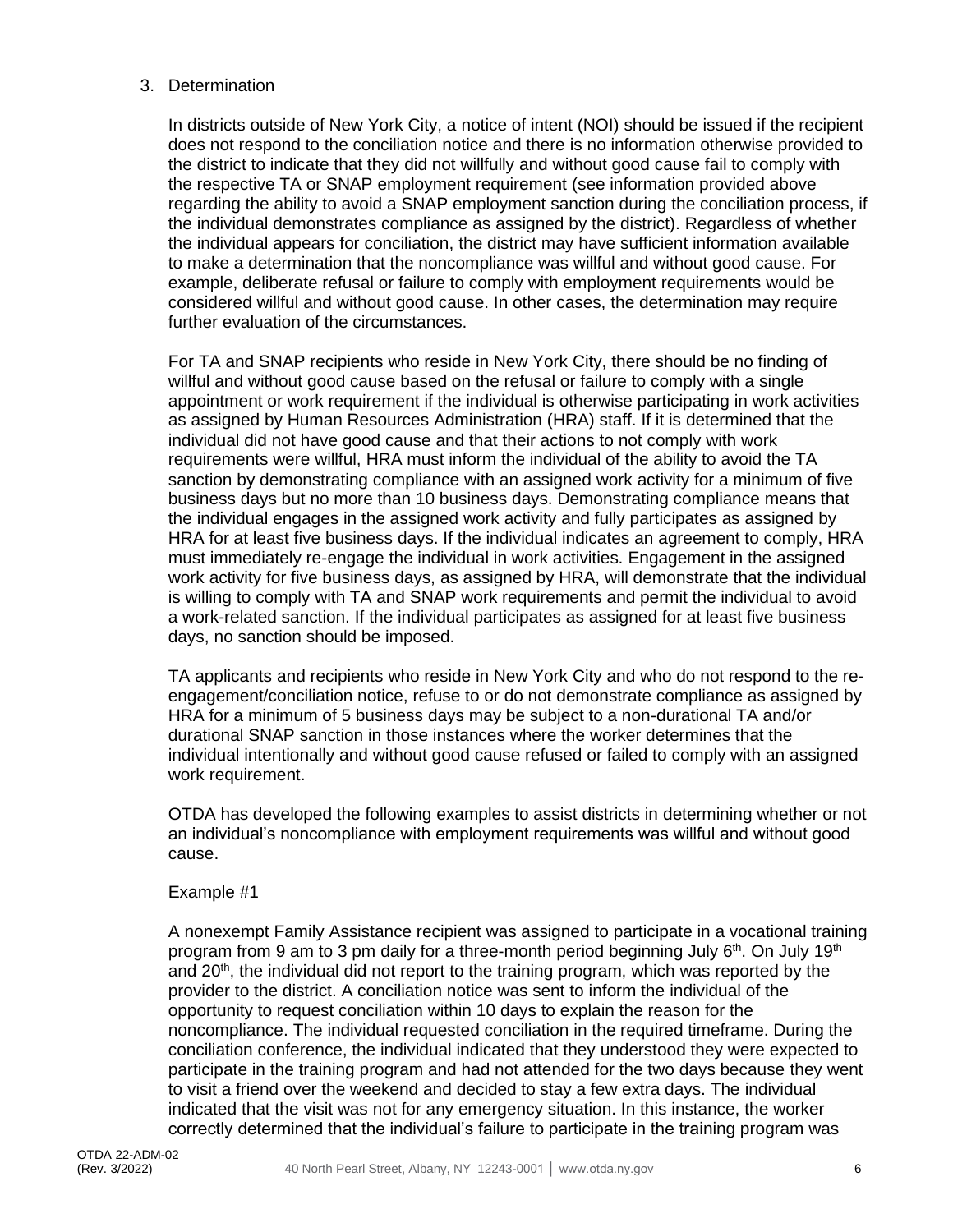3. Determination

In districts outside of New York City, a notice of intent (NOI) should be issued if the recipient does not respond to the conciliation notice and there is no information otherwise provided to the district to indicate that they did not willfully and without good cause fail to comply with the respective TA or SNAP employment requirement (see information provided above regarding the ability to avoid a SNAP employment sanction during the conciliation process, if the individual demonstrates compliance as assigned by the district). Regardless of whether the individual appears for conciliation, the district may have sufficient information available to make a determination that the noncompliance was willful and without good cause. For example, deliberate refusal or failure to comply with employment requirements would be considered willful and without good cause. In other cases, the determination may require further evaluation of the circumstances.

For TA and SNAP recipients who reside in New York City, there should be no finding of willful and without good cause based on the refusal or failure to comply with a single appointment or work requirement if the individual is otherwise participating in work activities as assigned by Human Resources Administration (HRA) staff. If it is determined that the individual did not have good cause and that their actions to not comply with work requirements were willful, HRA must inform the individual of the ability to avoid the TA sanction by demonstrating compliance with an assigned work activity for a minimum of five business days but no more than 10 business days. Demonstrating compliance means that the individual engages in the assigned work activity and fully participates as assigned by HRA for at least five business days. If the individual indicates an agreement to comply, HRA must immediately re-engage the individual in work activities. Engagement in the assigned work activity for five business days, as assigned by HRA, will demonstrate that the individual is willing to comply with TA and SNAP work requirements and permit the individual to avoid a work-related sanction. If the individual participates as assigned for at least five business days, no sanction should be imposed.

TA applicants and recipients who reside in New York City and who do not respond to the re-engagement/conciliation notice, refuse to or do not demonstrate compliance as assigned by HRA for a minimum of 5 business days may be subject to a non-durational TA and/or durational SNAP sanction in those instances where the worker determines that the individual intentionally and without good cause refused or failed to comply with an assigned work requirement.

OTDA has developed the following examples to assist districts in determining whether or not an individual's noncompliance with employment requirements was willful and without good cause.

Example #1

A nonexempt Family Assistance recipient was assigned to participate in a vocational training program from 9 am to 3 pm daily for a three-month period beginning July 6th. On July 19th and 20th, the individual did not report to the training program, which was reported by the provider to the district. A conciliation notice was sent to inform the individual of the opportunity to request conciliation within 10 days to explain the reason for the noncompliance. The individual requested conciliation in the required timeframe. During the conciliation conference, the individual indicated that they understood they were expected to participate in the training program and had not attended for the two days because they went to visit a friend over the weekend and decided to stay a few extra days. The individual indicated that the visit was not for any emergency situation. In this instance, the worker correctly determined that the individual's failure to participate in the training program was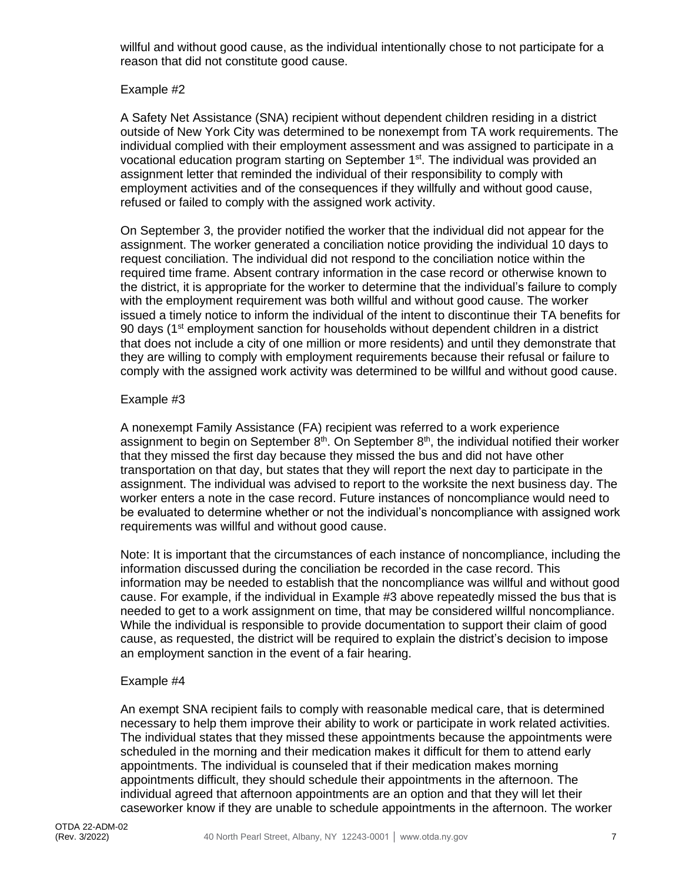willful and without good cause, as the individual intentionally chose to not participate for a reason that did not constitute good cause.

Example #2

A Safety Net Assistance (SNA) recipient without dependent children residing in a district outside of New York City was determined to be nonexempt from TA work requirements. The individual complied with their employment assessment and was assigned to participate in a vocational education program starting on September 1st. The individual was provided an assignment letter that reminded the individual of their responsibility to comply with employment activities and of the consequences if they willfully and without good cause, refused or failed to comply with the assigned work activity.

On September 3, the provider notified the worker that the individual did not appear for the assignment. The worker generated a conciliation notice providing the individual 10 days to request conciliation. The individual did not respond to the conciliation notice within the required time frame. Absent contrary information in the case record or otherwise known to the district, it is appropriate for the worker to determine that the individual's failure to comply with the employment requirement was both willful and without good cause. The worker issued a timely notice to inform the individual of the intent to discontinue their TA benefits for 90 days (1st employment sanction for households without dependent children in a district that does not include a city of one million or more residents) and until they demonstrate that they are willing to comply with employment requirements because their refusal or failure to comply with the assigned work activity was determined to be willful and without good cause.

Example #3

A nonexempt Family Assistance (FA) recipient was referred to a work experience assignment to begin on September 8th. On September 8th, the individual notified their worker that they missed the first day because they missed the bus and did not have other transportation on that day, but states that they will report the next day to participate in the assignment. The individual was advised to report to the worksite the next business day. The worker enters a note in the case record. Future instances of noncompliance would need to be evaluated to determine whether or not the individual's noncompliance with assigned work requirements was willful and without good cause.

Note: It is important that the circumstances of each instance of noncompliance, including the information discussed during the conciliation be recorded in the case record. This information may be needed to establish that the noncompliance was willful and without good cause. For example, if the individual in Example #3 above repeatedly missed the bus that is needed to get to a work assignment on time, that may be considered willful noncompliance. While the individual is responsible to provide documentation to support their claim of good cause, as requested, the district will be required to explain the district's decision to impose an employment sanction in the event of a fair hearing.

Example #4

An exempt SNA recipient fails to comply with reasonable medical care, that is determined necessary to help them improve their ability to work or participate in work related activities. The individual states that they missed these appointments because the appointments were scheduled in the morning and their medication makes it difficult for them to attend early appointments. The individual is counseled that if their medication makes morning appointments difficult, they should schedule their appointments in the afternoon. The individual agreed that afternoon appointments are an option and that they will let their caseworker know if they are unable to schedule appointments in the afternoon. The worker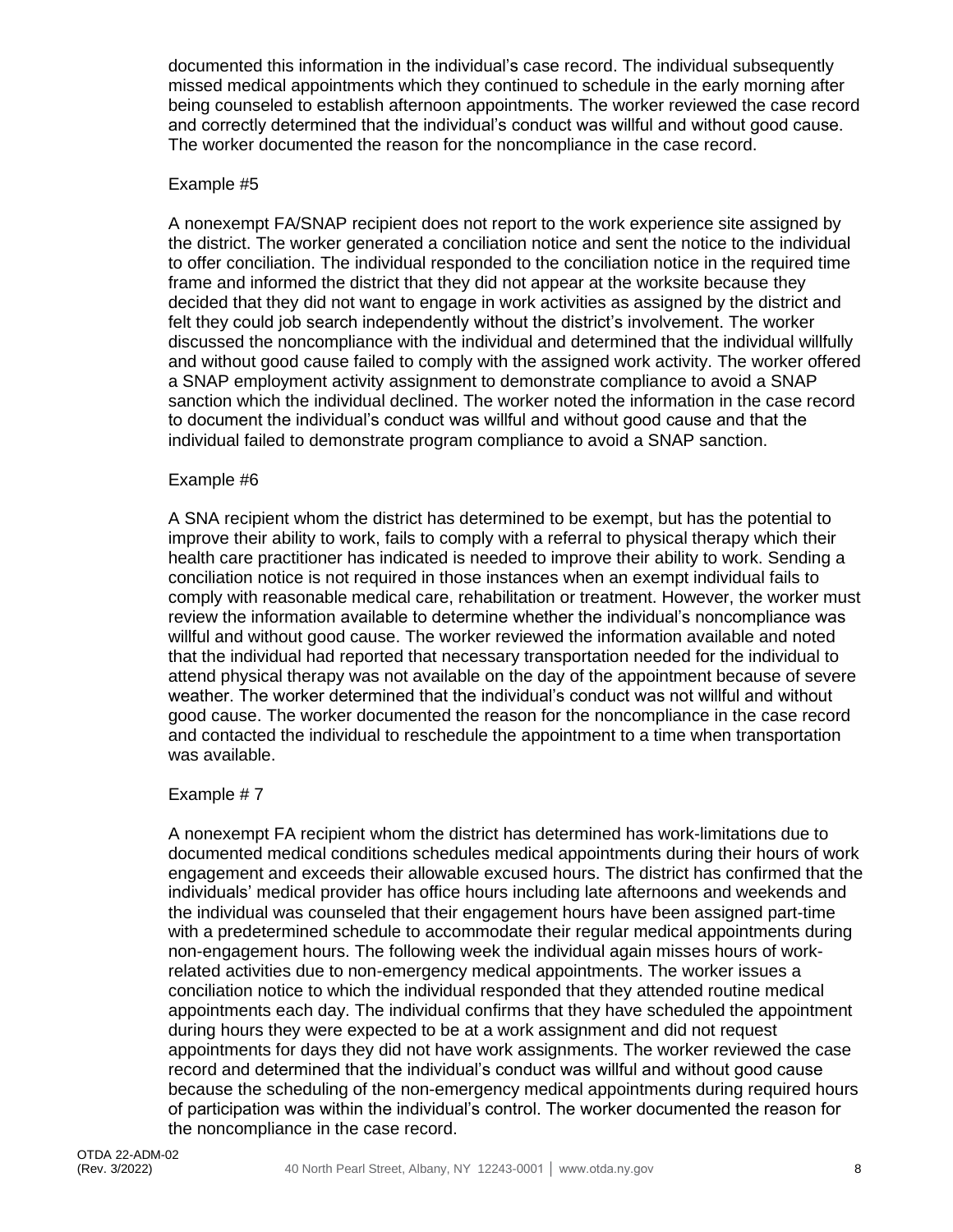documented this information in the individual's case record. The individual subsequently missed medical appointments which they continued to schedule in the early morning after being counseled to establish afternoon appointments. The worker reviewed the case record and correctly determined that the individual's conduct was willful and without good cause. The worker documented the reason for the noncompliance in the case record.

Example #5

A nonexempt FA/SNAP recipient does not report to the work experience site assigned by the district. The worker generated a conciliation notice and sent the notice to the individual to offer conciliation. The individual responded to the conciliation notice in the required time frame and informed the district that they did not appear at the worksite because they decided that they did not want to engage in work activities as assigned by the district and felt they could job search independently without the district's involvement. The worker discussed the noncompliance with the individual and determined that the individual willfully and without good cause failed to comply with the assigned work activity. The worker offered a SNAP employment activity assignment to demonstrate compliance to avoid a SNAP sanction which the individual declined. The worker noted the information in the case record to document the individual's conduct was willful and without good cause and that the individual failed to demonstrate program compliance to avoid a SNAP sanction.

Example #6

A SNA recipient whom the district has determined to be exempt, but has the potential to improve their ability to work, fails to comply with a referral to physical therapy which their health care practitioner has indicated is needed to improve their ability to work. Sending a conciliation notice is not required in those instances when an exempt individual fails to comply with reasonable medical care, rehabilitation or treatment. However, the worker must review the information available to determine whether the individual's noncompliance was willful and without good cause. The worker reviewed the information available and noted that the individual had reported that necessary transportation needed for the individual to attend physical therapy was not available on the day of the appointment because of severe weather. The worker determined that the individual's conduct was not willful and without good cause. The worker documented the reason for the noncompliance in the case record and contacted the individual to reschedule the appointment to a time when transportation was available.

Example # 7

A nonexempt FA recipient whom the district has determined has work-limitations due to documented medical conditions schedules medical appointments during their hours of work engagement and exceeds their allowable excused hours. The district has confirmed that the individuals' medical provider has office hours including late afternoons and weekends and the individual was counseled that their engagement hours have been assigned part-time with a predetermined schedule to accommodate their regular medical appointments during non-engagement hours. The following week the individual again misses hours of work-related activities due to non-emergency medical appointments. The worker issues a conciliation notice to which the individual responded that they attended routine medical appointments each day. The individual confirms that they have scheduled the appointment during hours they were expected to be at a work assignment and did not request appointments for days they did not have work assignments. The worker reviewed the case record and determined that the individual's conduct was willful and without good cause because the scheduling of the non-emergency medical appointments during required hours of participation was within the individual's control. The worker documented the reason for the noncompliance in the case record.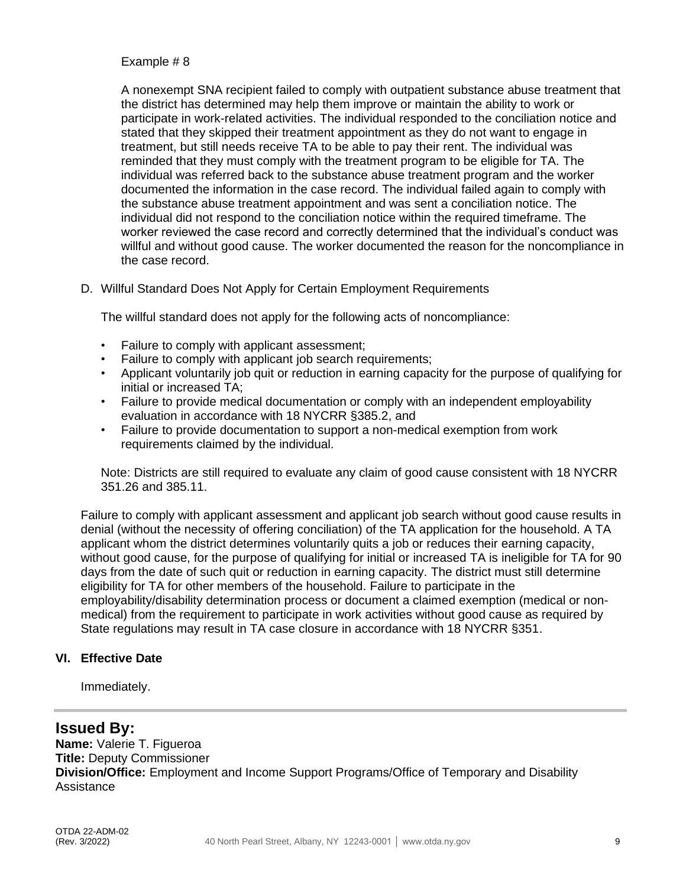Example # 8

A nonexempt SNA recipient failed to comply with outpatient substance abuse treatment that the district has determined may help them improve or maintain the ability to work or participate in work-related activities. The individual responded to the conciliation notice and stated that they skipped their treatment appointment as they do not want to engage in treatment, but still needs receive TA to be able to pay their rent. The individual was reminded that they must comply with the treatment program to be eligible for TA. The individual was referred back to the substance abuse treatment program and the worker documented the information in the case record. The individual failed again to comply with the substance abuse treatment appointment and was sent a conciliation notice. The individual did not respond to the conciliation notice within the required timeframe. The worker reviewed the case record and correctly determined that the individual's conduct was willful and without good cause. The worker documented the reason for the noncompliance in the case record.

D. Willful Standard Does Not Apply for Certain Employment Requirements

The willful standard does not apply for the following acts of noncompliance:

- Failure to comply with applicant assessment;
- Failure to comply with applicant job search requirements;
- Applicant voluntarily job quit or reduction in earning capacity for the purpose of qualifying for initial or increased TA;
- Failure to provide medical documentation or comply with an independent employability evaluation in accordance with 18 NYCRR §385.2, and
- Failure to provide documentation to support a non-medical exemption from work requirements claimed by the individual.

Note: Districts are still required to evaluate any claim of good cause consistent with 18 NYCRR 351.26 and 385.11.

Failure to comply with applicant assessment and applicant job search without good cause results in denial (without the necessity of offering conciliation) of the TA application for the household. A TA applicant whom the district determines voluntarily quits a job or reduces their earning capacity, without good cause, for the purpose of qualifying for initial or increased TA is ineligible for TA for 90 days from the date of such quit or reduction in earning capacity. The district must still determine eligibility for TA for other members of the household. Failure to participate in the employability/disability determination process or document a claimed exemption (medical or non-medical) from the requirement to participate in work activities without good cause as required by State regulations may result in TA case closure in accordance with 18 NYCRR §351.

## VI. Effective Date

Immediately.

---

## Issued By:

**Name:** Valerie T. Figueroa
**Title:** Deputy Commissioner
**Division/Office:** Employment and Income Support Programs/Office of Temporary and Disability Assistance